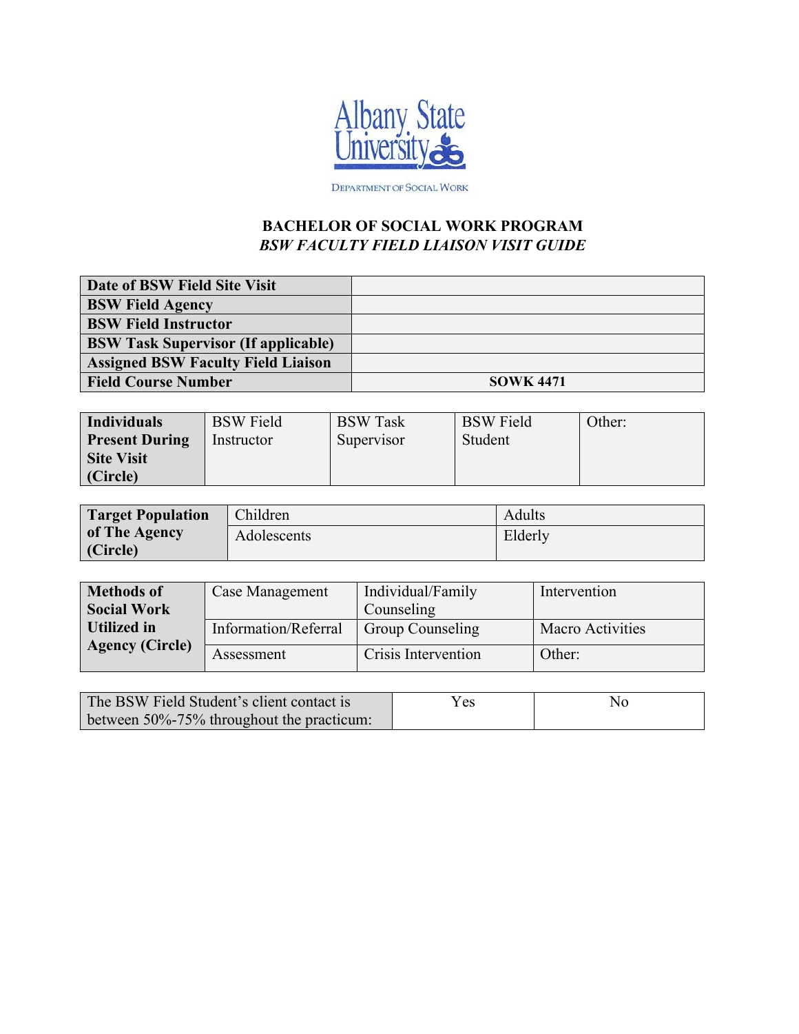Albany State University

DEPARTMENT OF SOCIAL WORK

## BACHELOR OF SOCIAL WORK PROGRAM

### *BSW FACULTY FIELD LIAISON VISIT GUIDE*

| **Date of BSW Field Site Visit** | |
|---|---|
| **BSW Field Agency** | |
| **BSW Field Instructor** | |
| **BSW Task Supervisor (If applicable)** | |
| **Assigned BSW Faculty Field Liaison** | |
| **Field Course Number** | **SOWK 4471** |

| **Individuals Present During Site Visit (Circle)** | BSW Field Instructor | BSW Task Supervisor | BSW Field Student | Other: |
|---|---|---|---|---|

| **Target Population of The Agency (Circle)** | Children | Adults |
|---|---|---|
| | Adolescents | Elderly |

| **Methods of Social Work Utilized in Agency (Circle)** | Case Management | Individual/Family Counseling | Intervention |
|---|---|---|---|
| | Information/Referral | Group Counseling | Macro Activities |
| | Assessment | Crisis Intervention | Other: |

| The BSW Field Student's client contact is between 50%-75% throughout the practicum: | Yes | No |
|---|---|---|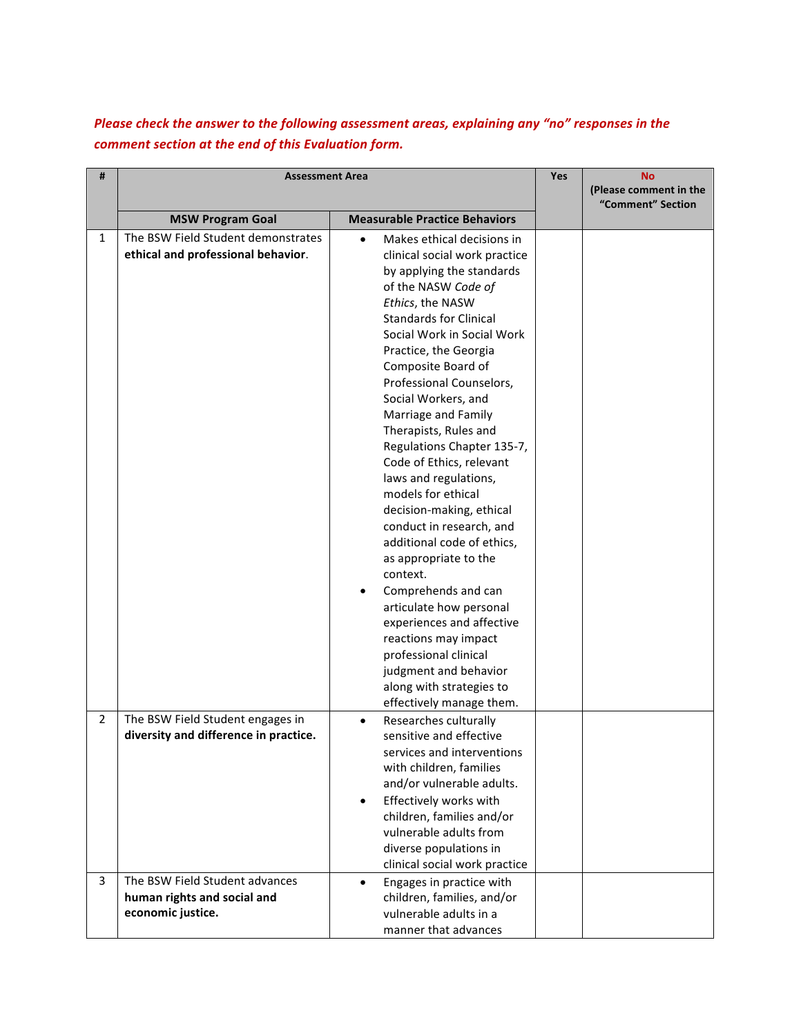*Please check the answer to the following assessment areas, explaining any "no" responses in the comment section at the end of this Evaluation form.*

| # | Assessment Area | | Yes | No (Please comment in the "Comment" Section |
|---|---|---|---|---|
| | **MSW Program Goal** | **Measurable Practice Behaviors** | | |
| 1 | The BSW Field Student demonstrates **ethical and professional behavior**. | • Makes ethical decisions in clinical social work practice by applying the standards of the NASW *Code of Ethics*, the NASW Standards for Clinical Social Work in Social Work Practice, the Georgia Composite Board of Professional Counselors, Social Workers, and Marriage and Family Therapists, Rules and Regulations Chapter 135-7, Code of Ethics, relevant laws and regulations, models for ethical decision-making, ethical conduct in research, and additional code of ethics, as appropriate to the context.<br>• Comprehends and can articulate how personal experiences and affective reactions may impact professional clinical judgment and behavior along with strategies to effectively manage them. | | |
| 2 | The BSW Field Student engages in **diversity and difference in practice.** | • Researches culturally sensitive and effective services and interventions with children, families and/or vulnerable adults.<br>• Effectively works with children, families and/or vulnerable adults from diverse populations in clinical social work practice | | |
| 3 | The BSW Field Student advances **human rights and social and economic justice.** | • Engages in practice with children, families, and/or vulnerable adults in a manner that advances | | |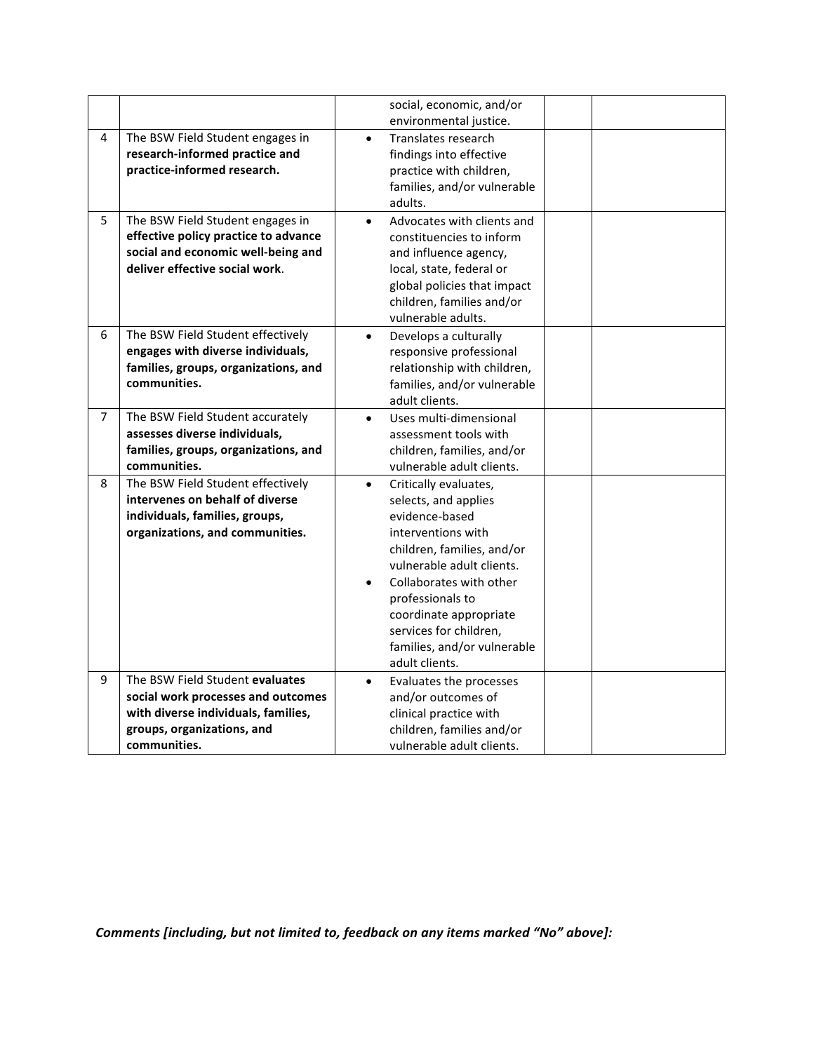| | | | | |
|---|---|---|---|---|
| | | social, economic, and/or environmental justice. | | |
| 4 | The BSW Field Student engages in **research-informed practice and practice-informed research.** | • Translates research findings into effective practice with children, families, and/or vulnerable adults. | | |
| 5 | The BSW Field Student engages in **effective policy practice to advance social and economic well-being and deliver effective social work**. | • Advocates with clients and constituencies to inform and influence agency, local, state, federal or global policies that impact children, families and/or vulnerable adults. | | |
| 6 | The BSW Field Student effectively **engages with diverse individuals, families, groups, organizations, and communities.** | • Develops a culturally responsive professional relationship with children, families, and/or vulnerable adult clients. | | |
| 7 | The BSW Field Student accurately **assesses diverse individuals, families, groups, organizations, and communities.** | • Uses multi-dimensional assessment tools with children, families, and/or vulnerable adult clients. | | |
| 8 | The BSW Field Student effectively **intervenes on behalf of diverse individuals, families, groups, organizations, and communities.** | • Critically evaluates, selects, and applies evidence-based interventions with children, families, and/or vulnerable adult clients.<br>• Collaborates with other professionals to coordinate appropriate services for children, families, and/or vulnerable adult clients. | | |
| 9 | The BSW Field Student **evaluates social work processes and outcomes with diverse individuals, families, groups, organizations, and communities.** | • Evaluates the processes and/or outcomes of clinical practice with children, families and/or vulnerable adult clients. | | |

***Comments [including, but not limited to, feedback on any items marked "No" above]:***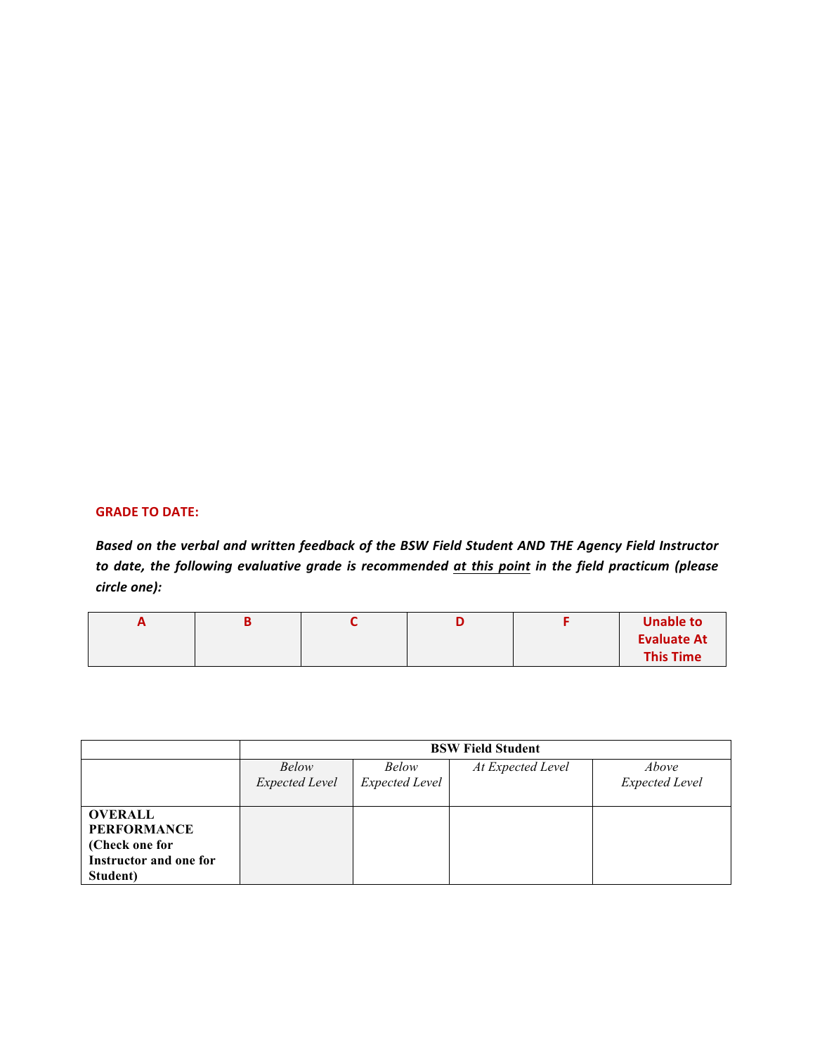**GRADE TO DATE:**

***Based on the verbal and written feedback of the BSW Field Student AND THE Agency Field Instructor to date, the following evaluative grade is recommended <u>at this point</u> in the field practicum (please circle one):***

| A | B | C | D | F | Unable to Evaluate At This Time |
|---|---|---|---|---|---|
| | | | | | |

| | BSW Field Student | | | |
|---|---|---|---|---|
| | *Below Expected Level* | *Below Expected Level* | *At Expected Level* | *Above Expected Level* |
| **OVERALL PERFORMANCE (Check one for Instructor and one for Student)** | | | | |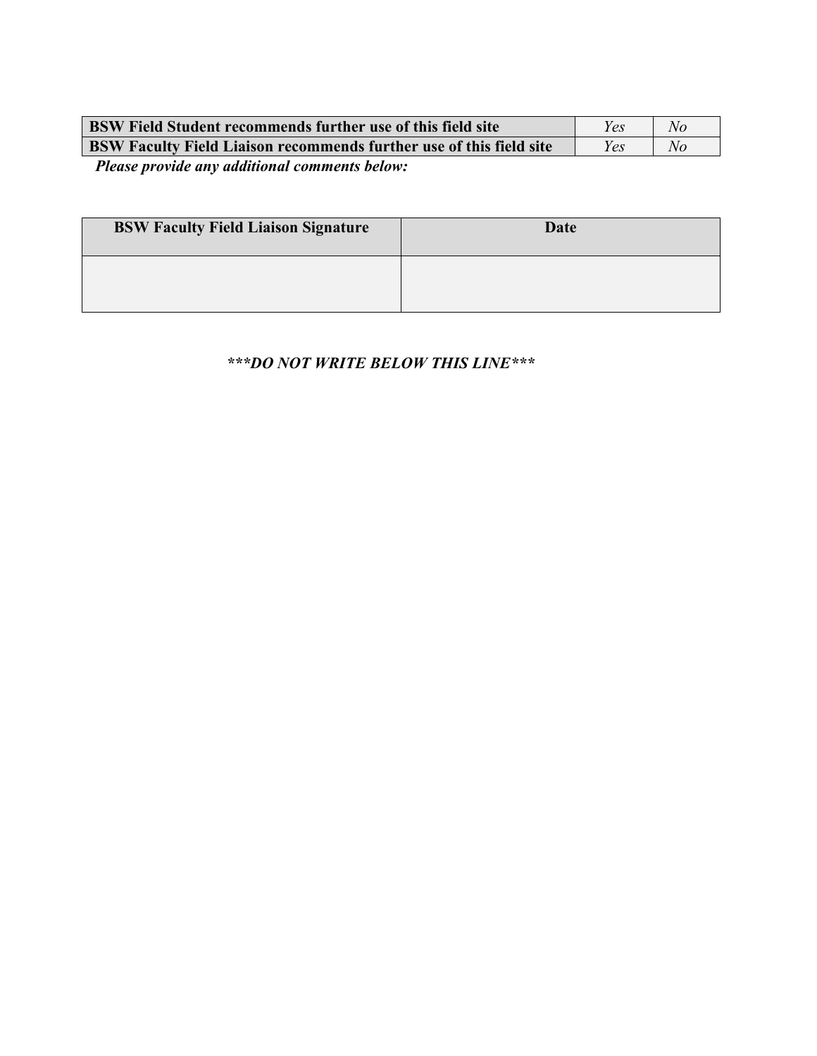| | | |
|---|---|---|
| **BSW Field Student recommends further use of this field site** | *Yes* | *No* |
| **BSW Faculty Field Liaison recommends further use of this field site** | *Yes* | *No* |

***Please provide any additional comments below:***

| **BSW Faculty Field Liaison Signature** | **Date** |
|---|---|
| | |

***\*\*\*DO NOT WRITE BELOW THIS LINE\*\*\****